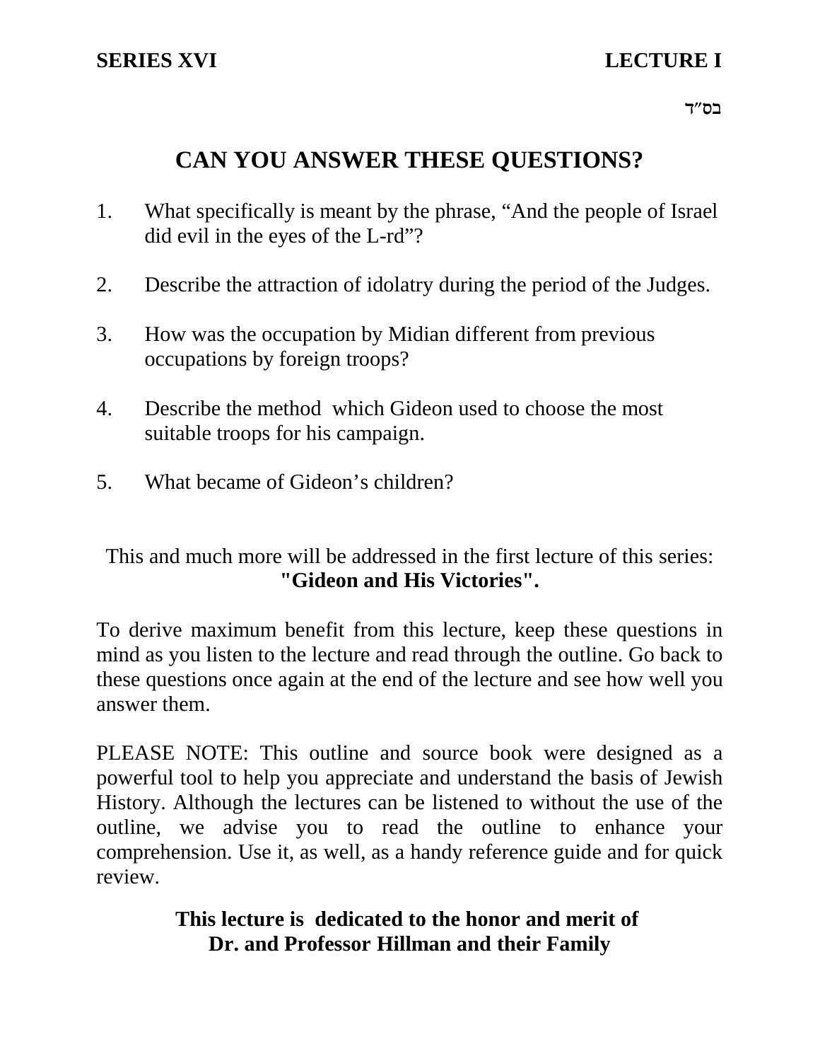**SERIES XVI** **LECTURE I**

בס״ד

# CAN YOU ANSWER THESE QUESTIONS?

1. What specifically is meant by the phrase, "And the people of Israel did evil in the eyes of the L-rd"?

2. Describe the attraction of idolatry during the period of the Judges.

3. How was the occupation by Midian different from previous occupations by foreign troops?

4. Describe the method which Gideon used to choose the most suitable troops for his campaign.

5. What became of Gideon's children?

This and much more will be addressed in the first lecture of this series:
**"Gideon and His Victories".**

To derive maximum benefit from this lecture, keep these questions in mind as you listen to the lecture and read through the outline. Go back to these questions once again at the end of the lecture and see how well you answer them.

PLEASE NOTE: This outline and source book were designed as a powerful tool to help you appreciate and understand the basis of Jewish History. Although the lectures can be listened to without the use of the outline, we advise you to read the outline to enhance your comprehension. Use it, as well, as a handy reference guide and for quick review.

**This lecture is dedicated to the honor and merit of**
**Dr. and Professor Hillman and their Family**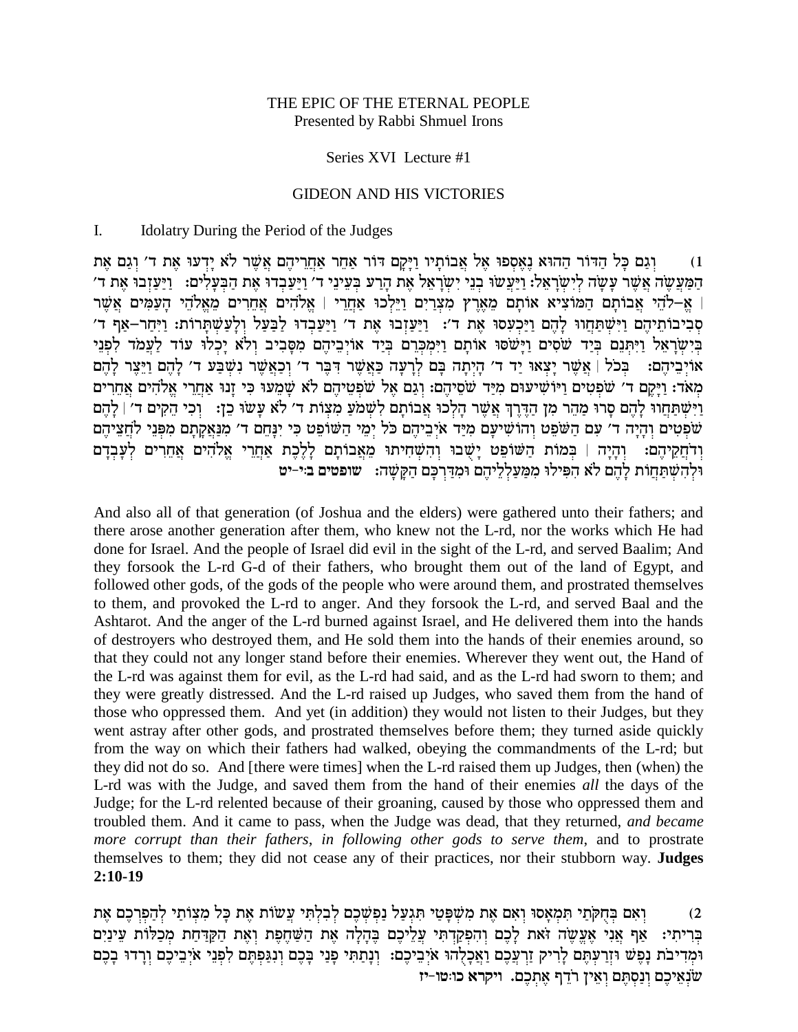THE EPIC OF THE ETERNAL PEOPLE
Presented by Rabbi Shmuel Irons

Series XVI Lecture #1

## GIDEON AND HIS VICTORIES

I. Idolatry During the Period of the Judges

1) וְגַם כָּל הַדּוֹר הַהוּא נֶאֶסְפוּ אֶל אֲבוֹתָיו וַיָּקָם דּוֹר אַחֵר אַחֲרֵיהֶם אֲשֶׁר לֹא יָדְעוּ אֶת ד׳ וְגַם אֶת הַמַּעֲשֶׂה אֲשֶׁר עָשָׂה לְיִשְׂרָאֵל: וַיַּעֲשׂוּ בְנֵי יִשְׂרָאֵל אֶת הָרַע בְּעֵינֵי ד׳ וַיַּעַבְדוּ אֶת הַבְּעָלִים: וַיַּעַזְבוּ אֶת ד׳ | אֱ-לֹהֵי אֲבוֹתָם הַמּוֹצִיא אוֹתָם מֵאֶרֶץ מִצְרַיִם וַיֵּלְכוּ אַחֲרֵי | אֱלֹהִים אֲחֵרִים מֵאֱלֹהֵי הָעַמִּים אֲשֶׁר סְבִיבוֹתֵיהֶם וַיִּשְׁתַּחֲווּ לָהֶם וַיַּכְעִסוּ אֶת ד׳: וַיַּעַזְבוּ אֶת ד׳ וַיַּעַבְדוּ לַבַּעַל וְלָעַשְׁתָּרוֹת: וַיִּחַר-אַף ד׳ בְּיִשְׂרָאֵל וַיִּתְּנֵם בְּיַד שֹׁסִים וַיָּשֹׁסּוּ אוֹתָם וַיִּמְכְּרֵם בְּיַד אוֹיְבֵיהֶם מִסָּבִיב וְלֹא יָכְלוּ עוֹד לַעֲמֹד לִפְנֵי אוֹיְבֵיהֶם: בְּכֹל | אֲשֶׁר יָצְאוּ יַד ד׳ הָיְתָה בָּם לְרָעָה כַּאֲשֶׁר דִּבֶּר ד׳ וְכַאֲשֶׁר נִשְׁבַּע ד׳ לָהֶם וַיֵּצֶר לָהֶם מְאֹד: וַיָּקֶם ד׳ שֹׁפְטִים וַיּוֹשִׁיעוּם מִיַּד שֹׁסֵיהֶם: וְגַם אֶל שֹׁפְטֵיהֶם לֹא שָׁמֵעוּ כִּי זָנוּ אַחֲרֵי אֱלֹהִים אֲחֵרִים וַיִּשְׁתַּחֲווּ לָהֶם סָרוּ מַהֵר מִן הַדֶּרֶךְ אֲשֶׁר הָלְכוּ אֲבוֹתָם לִשְׁמֹעַ מִצְוֹת ד׳ לֹא עָשׂוּ כֵן: וְכִי הֵקִים ד׳ | לָהֶם שֹׁפְטִים וְהָיָה ד׳ עִם הַשֹּׁפֵט וְהוֹשִׁיעָם מִיַּד אֹיְבֵיהֶם כֹּל יְמֵי הַשּׁוֹפֵט כִּי יִנָּחֵם ד׳ מִנַּאֲקָתָם מִפְּנֵי לֹחֲצֵיהֶם וְדֹחֲקֵיהֶם: וְהָיָה | בְּמוֹת הַשּׁוֹפֵט יָשֻׁבוּ וְהִשְׁחִיתוּ מֵאֲבוֹתָם לָלֶכֶת אַחֲרֵי אֱלֹהִים אֲחֵרִים לְעָבְדָם וּלְהִשְׁתַּחֲוֹת לָהֶם לֹא הִפִּילוּ מִמַּעַלְלֵיהֶם וּמִדַּרְכָּם הַקָּשָׁה: **שופטים ב:י-יט**

And also all of that generation (of Joshua and the elders) were gathered unto their fathers; and there arose another generation after them, who knew not the L-rd, nor the works which He had done for Israel. And the people of Israel did evil in the sight of the L-rd, and served Baalim; And they forsook the L-rd G-d of their fathers, who brought them out of the land of Egypt, and followed other gods, of the gods of the people who were around them, and prostrated themselves to them, and provoked the L-rd to anger. And they forsook the L-rd, and served Baal and the Ashtarot. And the anger of the L-rd burned against Israel, and He delivered them into the hands of destroyers who destroyed them, and He sold them into the hands of their enemies around, so that they could not any longer stand before their enemies. Wherever they went out, the Hand of the L-rd was against them for evil, as the L-rd had said, and as the L-rd had sworn to them; and they were greatly distressed. And the L-rd raised up Judges, who saved them from the hand of those who oppressed them. And yet (in addition) they would not listen to their Judges, but they went astray after other gods, and prostrated themselves before them; they turned aside quickly from the way on which their fathers had walked, obeying the commandments of the L-rd; but they did not do so. And [there were times] when the L-rd raised them up Judges, then (when) the L-rd was with the Judge, and saved them from the hand of their enemies *all* the days of the Judge; for the L-rd relented because of their groaning, caused by those who oppressed them and troubled them. And it came to pass, when the Judge was dead, that they returned, *and became more corrupt than their fathers, in following other gods to serve them*, and to prostrate themselves to them; they did not cease any of their practices, nor their stubborn way. **Judges 2:10-19**

2) וְאִם בְּחֻקֹּתַי תִּמְאָסוּ וְאִם אֶת מִשְׁפָּטַי תִּגְעַל נַפְשְׁכֶם לְבִלְתִּי עֲשׂוֹת אֶת כָּל מִצְוֹתַי לְהַפְרְכֶם אֶת בְּרִיתִי: אַף אֲנִי אֶעֱשֶׂה זֹּאת לָכֶם וְהִפְקַדְתִּי עֲלֵיכֶם בֶּהָלָה אֶת הַשַּׁחֶפֶת וְאֶת הַקַּדַּחַת מְכַלּוֹת עֵינַיִם וּמְדִיבֹת נָפֶשׁ וּזְרַעְתֶּם לָרִיק זַרְעֲכֶם וַאֲכָלֻהוּ אֹיְבֵיכֶם: וְנָתַתִּי פָנַי בָּכֶם וְנִגַּפְתֶּם לִפְנֵי אֹיְבֵיכֶם וְרָדוּ בָכֶם שֹׂנְאֵיכֶם וְנַסְתֶּם וְאֵין רֹדֵף אֶתְכֶם. **ויקרא כו:טו-יז**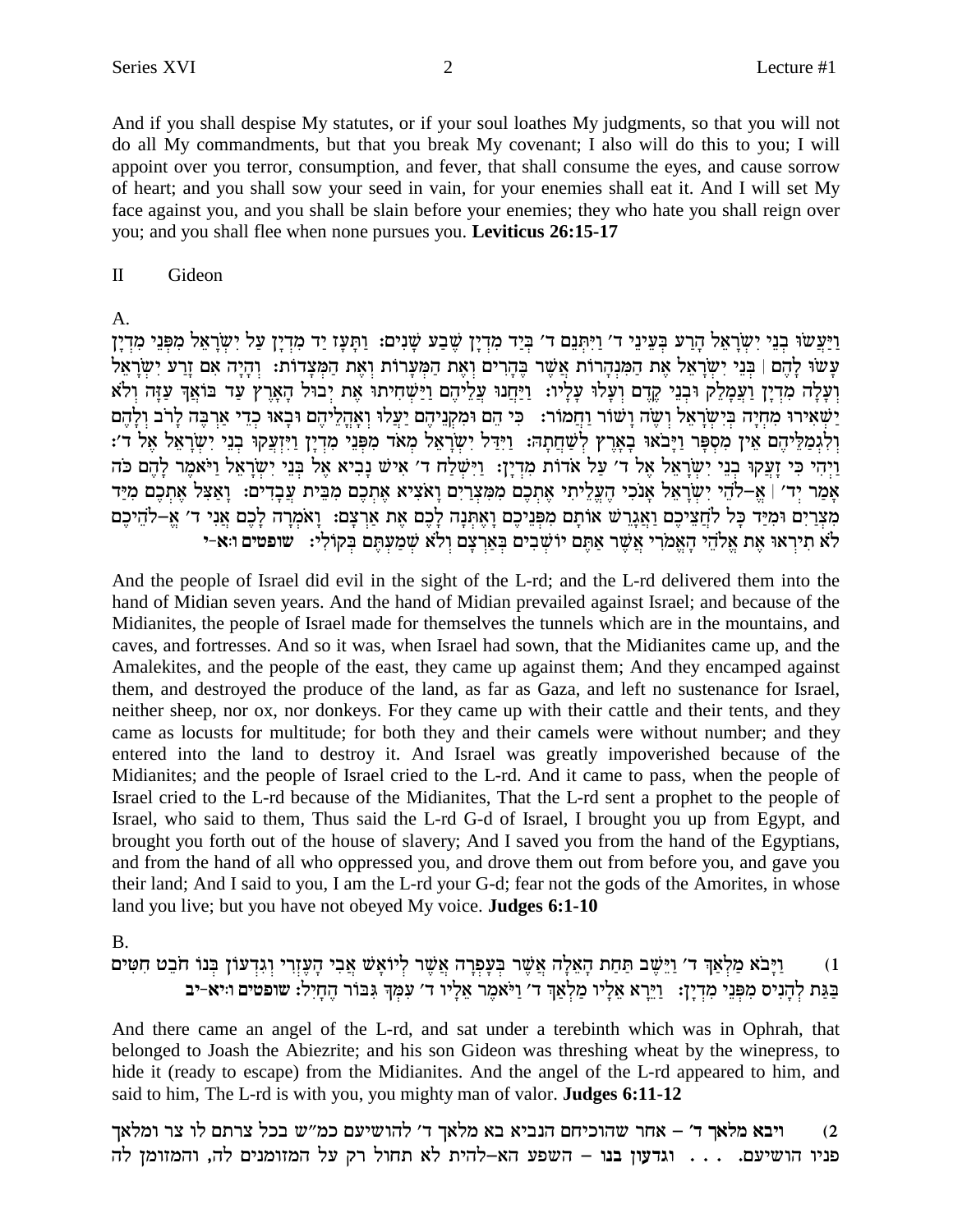And if you shall despise My statutes, or if your soul loathes My judgments, so that you will not do all My commandments, but that you break My covenant; I also will do this to you; I will appoint over you terror, consumption, and fever, that shall consume the eyes, and cause sorrow of heart; and you shall sow your seed in vain, for your enemies shall eat it. And I will set My face against you, and you shall be slain before your enemies; they who hate you shall reign over you; and you shall flee when none pursues you. **Leviticus 26:15-17**

## II Gideon

A.

וַיַּעֲשׂוּ בְנֵי יִשְׂרָאֵל הָרַע בְּעֵינֵי ד׳ וַיִּתְּנֵם ד׳ בְּיַד מִדְיָן שֶׁבַע שָׁנִים: וַתָּעָז יַד מִדְיָן עַל יִשְׂרָאֵל מִפְּנֵי מִדְיָן עָשׂוּ לָהֶם | בְּנֵי יִשְׂרָאֵל אֶת הַמִּנְהָרוֹת אֲשֶׁר בֶּהָרִים וְאֶת הַמְּעָרוֹת וְאֶת הַמְּצָדוֹת: וְהָיָה אִם זָרַע יִשְׂרָאֵל וְעָלָה מִדְיָן וַעֲמָלֵק וּבְנֵי קֶדֶם וְעָלוּ עָלָיו: וַיַּחֲנוּ עֲלֵיהֶם וַיַּשְׁחִיתוּ אֶת יְבוּל הָאָרֶץ עַד בּוֹאֲךָ עַזָּה וְלֹא יַשְׁאִירוּ מִחְיָה בְּיִשְׂרָאֵל וְשֶׂה וָשׁוֹר וַחֲמוֹר: כִּי הֵם וּמִקְנֵיהֶם יַעֲלוּ וְאָהֳלֵיהֶם וּבָאוּ כְדֵי אַרְבֶּה לָרֹב וְלָהֶם וְלִגְמַלֵּיהֶם אֵין מִסְפָּר וַיָּבֹאוּ בָאָרֶץ לְשַׁחֲתָהּ: וַיִּדַּל יִשְׂרָאֵל מְאֹד מִפְּנֵי מִדְיָן וַיִּזְעֲקוּ בְנֵי יִשְׂרָאֵל אֶל ד׳: וַיְהִי כִּי זָעֲקוּ בְנֵי יִשְׂרָאֵל אֶל ד׳ עַל אֹדוֹת מִדְיָן: וַיִּשְׁלַח ד׳ אִישׁ נָבִיא אֶל בְּנֵי יִשְׂרָאֵל וַיֹּאמֶר לָהֶם כֹּה אָמַר יְד׳ | אֱ–לֹהֵי יִשְׂרָאֵל אָנֹכִי הֶעֱלֵיתִי אֶתְכֶם מִמִּצְרַיִם וָאֹצִיא אֶתְכֶם מִבֵּית עֲבָדִים: וָאַצִּל אֶתְכֶם מִיַּד מִצְרַיִם וּמִיַּד כָּל לֹחֲצֵיכֶם וָאֲגָרֵשׁ אוֹתָם מִפְּנֵיכֶם וָאֶתְּנָה לָכֶם אֶת אַרְצָם: וָאֹמְרָה לָכֶם אֲנִי ד׳ אֱ–לֹהֵיכֶם לֹא תִירְאוּ אֶת אֱלֹהֵי הָאֱמֹרִי אֲשֶׁר אַתֶּם יוֹשְׁבִים בְּאַרְצָם וְלֹא שְׁמַעְתֶּם בְּקוֹלִי: **שופטים ו:א-י**

And the people of Israel did evil in the sight of the L-rd; and the L-rd delivered them into the hand of Midian seven years. And the hand of Midian prevailed against Israel; and because of the Midianites, the people of Israel made for themselves the tunnels which are in the mountains, and caves, and fortresses. And so it was, when Israel had sown, that the Midianites came up, and the Amalekites, and the people of the east, they came up against them; And they encamped against them, and destroyed the produce of the land, as far as Gaza, and left no sustenance for Israel, neither sheep, nor ox, nor donkeys. For they came up with their cattle and their tents, and they came as locusts for multitude; for both they and their camels were without number; and they entered into the land to destroy it. And Israel was greatly impoverished because of the Midianites; and the people of Israel cried to the L-rd. And it came to pass, when the people of Israel cried to the L-rd because of the Midianites, That the L-rd sent a prophet to the people of Israel, who said to them, Thus said the L-rd G-d of Israel, I brought you up from Egypt, and brought you forth out of the house of slavery; And I saved you from the hand of the Egyptians, and from the hand of all who oppressed you, and drove them out from before you, and gave you their land; And I said to you, I am the L-rd your G-d; fear not the gods of the Amorites, in whose land you live; but you have not obeyed My voice. **Judges 6:1-10**

B.

(1) וַיָּבֹא מַלְאַךְ ד׳ וַיֵּשֶׁב תַּחַת הָאֵלָה אֲשֶׁר בְּעָפְרָה אֲשֶׁר לְיוֹאָשׁ אֲבִי הָעֶזְרִי וְגִדְעוֹן בְּנוֹ חֹבֵט חִטִּים בַּגַּת לְהָנִיס מִפְּנֵי מִדְיָן: וַיֵּרָא אֵלָיו מַלְאַךְ ד׳ וַיֹּאמֶר אֵלָיו ד׳ עִמְּךָ גִּבּוֹר הֶחָיִל: **שופטים ו:יא-יב**

And there came an angel of the L-rd, and sat under a terebinth which was in Ophrah, that belonged to Joash the Abiezrite; and his son Gideon was threshing wheat by the winepress, to hide it (ready to escape) from the Midianites. And the angel of the L-rd appeared to him, and said to him, The L-rd is with you, you mighty man of valor. **Judges 6:11-12**

(2) **ויבא מלאך ד׳** – אחר שהוכיחם הנביא בא מלאך ד׳ להושיעם כמ״ש בכל צרתם לו צר ומלאך פניו הושיעם. . . . **וגדעון בנו** – השפע הא–להית לא תחול רק על המזומנים לה, והמזומן לה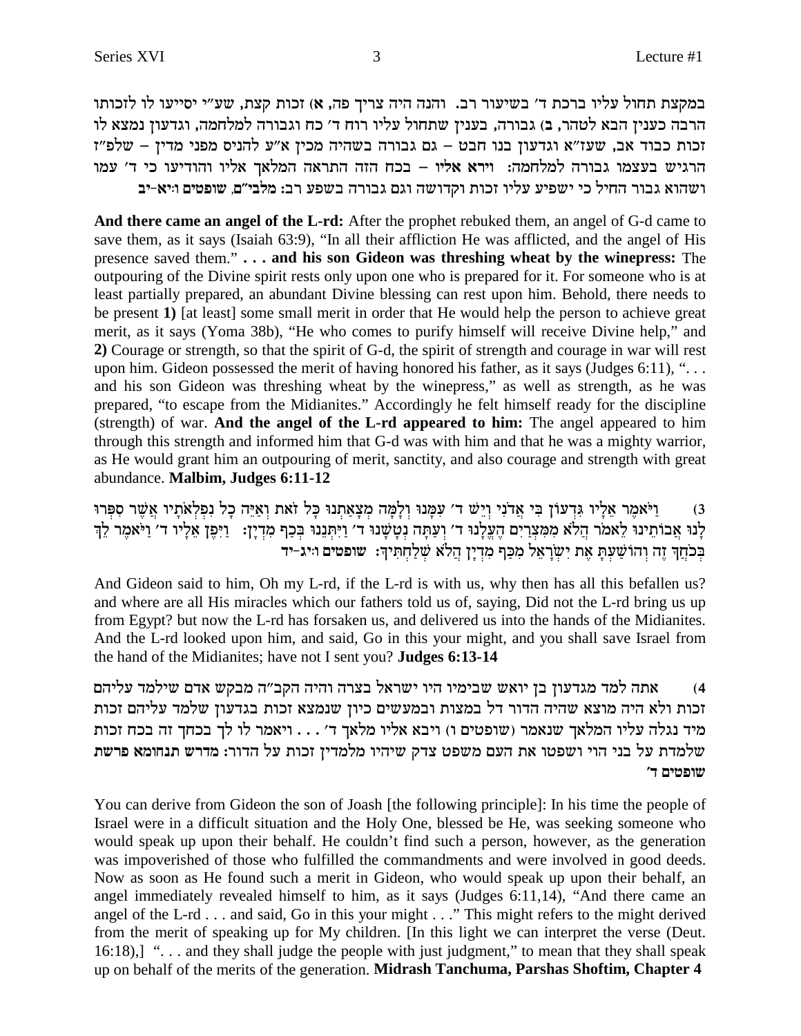במקצת תחול עליו ברכת ד׳ בשיעור רב. והנה היה צריך פה, **א)** זכות קצת, שע"י יסייעו לו לזכותו הרבה כענין הבא לטהר, **ב)** גבורה, בענין שתחול עליו רוח ד׳ כח וגבורה למלחמה, וגדעון נמצא לו זכות כבוד אב, שעז"א וגדעון בנו חבט – גם גבורה בשהיה מכין א"ע להניס מפני מדין – שלפ"ז הרגיש בעצמו גבורה למלחמה: **וירא אליו** – בכח הזה התראה המלאך אליו והודיעו כי ד׳ עמו ושהוא גבור החיל כי ישפיע עליו זכות וקדושה וגם גבורה בשפע רב: **מלבי"ם, שופטים ו:יא-יב**

**And there came an angel of the L-rd:** After the prophet rebuked them, an angel of G-d came to save them, as it says (Isaiah 63:9), "In all their affliction He was afflicted, and the angel of His presence saved them." **. . . and his son Gideon was threshing wheat by the winepress:** The outpouring of the Divine spirit rests only upon one who is prepared for it. For someone who is at least partially prepared, an abundant Divine blessing can rest upon him. Behold, there needs to be present **1)** [at least] some small merit in order that He would help the person to achieve great merit, as it says (Yoma 38b), "He who comes to purify himself will receive Divine help," and **2)** Courage or strength, so that the spirit of G-d, the spirit of strength and courage in war will rest upon him. Gideon possessed the merit of having honored his father, as it says (Judges 6:11), ". . . and his son Gideon was threshing wheat by the winepress," as well as strength, as he was prepared, "to escape from the Midianites." Accordingly he felt himself ready for the discipline (strength) of war. **And the angel of the L-rd appeared to him:** The angel appeared to him through this strength and informed him that G-d was with him and that he was a mighty warrior, as He would grant him an outpouring of merit, sanctity, and also courage and strength with great abundance. **Malbim, Judges 6:11-12**

3) וַיֹּאמֶר אֵלָיו גִּדְעוֹן בִּי אֲדֹנִי וְיֵשׁ ד׳ עִמָּנוּ וְלָמָּה מְצָאַתְנוּ כָּל זֹאת וְאַיֵּה כָל נִפְלְאֹתָיו אֲשֶׁר סִפְּרוּ לָנוּ אֲבוֹתֵינוּ לֵאמֹר הֲלֹא מִמִּצְרַיִם הֶעֱלָנוּ ד׳ וְעַתָּה נְטָשָׁנוּ ד׳ וַיִּתְּנֵנוּ בְּכַף מִדְיָן: וַיִּפֶן אֵלָיו ד׳ וַיֹּאמֶר לֵךְ בְּכֹחֲךָ זֶה וְהוֹשַׁעְתָּ אֶת יִשְׂרָאֵל מִכַּף מִדְיָן הֲלֹא שְׁלַחְתִּיךָ: **שופטים ו:יג-יד**

And Gideon said to him, Oh my L-rd, if the L-rd is with us, why then has all this befallen us? and where are all His miracles which our fathers told us of, saying, Did not the L-rd bring us up from Egypt? but now the L-rd has forsaken us, and delivered us into the hands of the Midianites. And the L-rd looked upon him, and said, Go in this your might, and you shall save Israel from the hand of the Midianites; have not I sent you? **Judges 6:13-14**

4) אתה למד מגדעון בן יואש שבימיו היו ישראל בצרה והיה הקב"ה מבקש אדם שילמד עליהם זכות ולא היה מוצא שהיה הדור דל במצות ובמעשים כיון שנמצא זכות בגדעון שלמד עליהם זכות מיד נגלה עליו המלאך שנאמר (שופטים ו) ויבא אליו מלאך ד׳ . . . ויאמר לו לך בכחך זה בכח זכות שלמדת על בני הוי ושפטו את העם משפט צדק שיהיו מלמדין זכות על הדור: **מדרש תנחומא פרשת שופטים ד׳**

You can derive from Gideon the son of Joash [the following principle]: In his time the people of Israel were in a difficult situation and the Holy One, blessed be He, was seeking someone who would speak up upon their behalf. He couldn't find such a person, however, as the generation was impoverished of those who fulfilled the commandments and were involved in good deeds. Now as soon as He found such a merit in Gideon, who would speak up upon their behalf, an angel immediately revealed himself to him, as it says (Judges 6:11,14), "And there came an angel of the L-rd . . . and said, Go in this your might . . ." This might refers to the might derived from the merit of speaking up for My children. [In this light we can interpret the verse (Deut. 16:18),] ". . . and they shall judge the people with just judgment," to mean that they shall speak up on behalf of the merits of the generation. **Midrash Tanchuma, Parshas Shoftim, Chapter 4**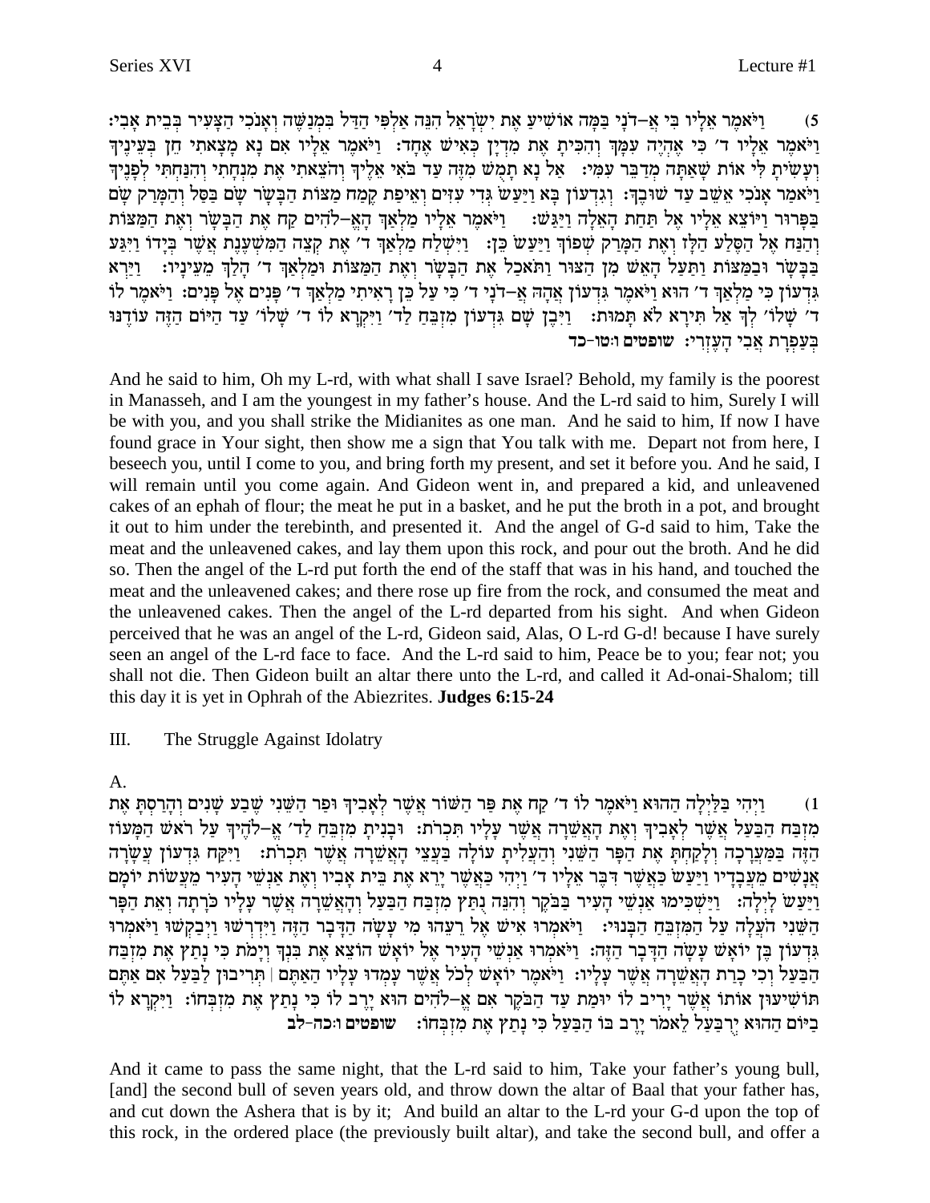5) וַיֹּאמֶר אֵלָיו בִּי אֲ–דֹנָי בַּמָּה אוֹשִׁיעַ אֶת יִשְׂרָאֵל הִנֵּה אַלְפִּי הַדַּל בִּמְנַשֶּׁה וְאָנֹכִי הַצָּעִיר בְּבֵית אָבִי: וַיֹּאמֶר אֵלָיו ד׳ כִּי אֶהְיֶה עִמָּךְ וְהִכִּיתָ אֶת מִדְיָן כְּאִישׁ אֶחָד: וַיֹּאמֶר אֵלָיו אִם נָא מָצָאתִי חֵן בְּעֵינֶיךָ וְעָשִׂיתָ לִּי אוֹת שָׁאַתָּה מְדַבֵּר עִמִּי: אַל נָא תָמֻשׁ מִזֶּה עַד בֹּאִי אֵלֶיךָ וְהֹצֵאתִי אֶת מִנְחָתִי וְהִנַּחְתִּי לְפָנֶיךָ וַיֹּאמַר אָנֹכִי אֵשֵׁב עַד שׁוּבֶךָ: וְגִדְעוֹן בָּא וַיַּעַשׂ גְּדִי עִזִּים וְאֵיפַת קֶמַח מַצּוֹת הַבָּשָׂר שָׂם בַּסַּל וְהַמָּרַק שָׂם בַּפָּרוּר וַיּוֹצֵא אֵלָיו אֶל תַּחַת הָאֵלָה וַיַּגַּשׁ: וַיֹּאמֶר אֵלָיו מַלְאַךְ הָאֱ–לֹהִים קַח אֶת הַבָּשָׂר וְאֶת הַמַּצּוֹת וְהַנַּח אֶל הַסֶּלַע הַלָּז וְאֶת הַמָּרַק שְׁפוֹךְ וַיַּעַשׂ כֵּן: וַיִּשְׁלַח מַלְאַךְ ד׳ אֶת קְצֵה הַמִּשְׁעֶנֶת אֲשֶׁר בְּיָדוֹ וַיִּגַּע בַּבָּשָׂר וּבַמַּצּוֹת וַתַּעַל הָאֵשׁ מִן הַצּוּר וַתֹּאכַל אֶת הַבָּשָׂר וְאֶת הַמַּצּוֹת וּמַלְאַךְ ד׳ הָלַךְ מֵעֵינָיו: וַיַּרְא גִּדְעוֹן כִּי מַלְאַךְ ד׳ הוּא וַיֹּאמֶר גִּדְעוֹן אֲהָהּ אֲ–דֹנָי ד׳ כִּי עַל כֵּן רָאִיתִי מַלְאַךְ ד׳ פָּנִים אֶל פָּנִים: וַיֹּאמֶר לוֹ ד׳ שָׁלוֹ׳ לְךָ אַל תִּירָא לֹא תָּמוּת: וַיִּבֶן שָׁם גִּדְעוֹן מִזְבֵּחַ לַד׳ וַיִּקְרָא לוֹ ד׳ שָׁלוֹ׳ עַד הַיּוֹם הַזֶּה עוֹדֶנּוּ בְּעָפְרַת אֲבִי הָעֶזְרִי: שופטים ו:טו–כד

And he said to him, Oh my L-rd, with what shall I save Israel? Behold, my family is the poorest in Manasseh, and I am the youngest in my father's house. And the L-rd said to him, Surely I will be with you, and you shall strike the Midianites as one man. And he said to him, If now I have found grace in Your sight, then show me a sign that You talk with me. Depart not from here, I beseech you, until I come to you, and bring forth my present, and set it before you. And he said, I will remain until you come again. And Gideon went in, and prepared a kid, and unleavened cakes of an ephah of flour; the meat he put in a basket, and he put the broth in a pot, and brought it out to him under the terebinth, and presented it. And the angel of G-d said to him, Take the meat and the unleavened cakes, and lay them upon this rock, and pour out the broth. And he did so. Then the angel of the L-rd put forth the end of the staff that was in his hand, and touched the meat and the unleavened cakes; and there rose up fire from the rock, and consumed the meat and the unleavened cakes. Then the angel of the L-rd departed from his sight. And when Gideon perceived that he was an angel of the L-rd, Gideon said, Alas, O L-rd G-d! because I have surely seen an angel of the L-rd face to face. And the L-rd said to him, Peace be to you; fear not; you shall not die. Then Gideon built an altar there unto the L-rd, and called it Ad-onai-Shalom; till this day it is yet in Ophrah of the Abiezrites. **Judges 6:15-24**

## III. The Struggle Against Idolatry

A.

1) וַיְהִי בַּלַּיְלָה הַהוּא וַיֹּאמֶר לוֹ ד׳ קַח אֶת פַּר הַשּׁוֹר אֲשֶׁר לְאָבִיךָ וּפַר הַשֵּׁנִי שֶׁבַע שָׁנִים וְהָרַסְתָּ אֶת מִזְבַּח הַבַּעַל אֲשֶׁר לְאָבִיךָ וְאֶת הָאֲשֵׁרָה אֲשֶׁר עָלָיו תִּכְרֹת: וּבָנִיתָ מִזְבֵּחַ לַד׳ אֱ–לֹהֶיךָ עַל רֹאשׁ הַמָּעוֹז הַזֶּה בַּמַּעֲרָכָה וְלָקַחְתָּ אֶת הַפָּר הַשֵּׁנִי וְהַעֲלִיתָ עוֹלָה בַּעֲצֵי הָאֲשֵׁרָה אֲשֶׁר תִּכְרֹת: וַיִּקַּח גִּדְעוֹן עֲשָׂרָה אֲנָשִׁים מֵעֲבָדָיו וַיַּעַשׂ כַּאֲשֶׁר דִּבֶּר אֵלָיו ד׳ וַיְהִי כַּאֲשֶׁר יָרֵא אֶת בֵּית אָבִיו וְאֶת אַנְשֵׁי הָעִיר מֵעֲשׂוֹת יוֹמָם וַיַּעַשׂ לָיְלָה: וַיַּשְׁכִּימוּ אַנְשֵׁי הָעִיר בַּבֹּקֶר וְהִנֵּה נֻתַּץ מִזְבַּח הַבַּעַל וְהָאֲשֵׁרָה אֲשֶׁר עָלָיו כֹּרָתָה וְאֵת הַפָּר הַשֵּׁנִי הֹעֲלָה עַל הַמִּזְבֵּחַ הַבָּנוּי: וַיֹּאמְרוּ אִישׁ אֶל רֵעֵהוּ מִי עָשָׂה הַדָּבָר הַזֶּה וַיִּדְרְשׁוּ וַיְבַקְשׁוּ וַיֹּאמְרוּ גִּדְעוֹן בֶּן יוֹאָשׁ עָשָׂה הַדָּבָר הַזֶּה: וַיֹּאמְרוּ אַנְשֵׁי הָעִיר אֶל יוֹאָשׁ הוֹצֵא אֶת בִּנְךָ וְיָמֹת כִּי נָתַץ אֶת מִזְבַּח הַבַּעַל וְכִי כָרַת הָאֲשֵׁרָה אֲשֶׁר עָלָיו: וַיֹּאמֶר יוֹאָשׁ לְכֹל אֲשֶׁר עָמְדוּ עָלָיו הַאַתֶּם תְּרִיבוּן לַבַּעַל אִם אַתֶּם תּוֹשִׁיעוּן אוֹתוֹ אֲשֶׁר יָרִיב לוֹ יוּמַת עַד הַבֹּקֶר אִם אֱ–לֹהִים הוּא יָרֶב לוֹ כִּי נָתַץ אֶת מִזְבְּחוֹ: וַיִּקְרָא לוֹ בַיּוֹם הַהוּא יְרֻבַּעַל לֵאמֹר יָרֶב בּוֹ הַבַּעַל כִּי נָתַץ אֶת מִזְבְּחוֹ: שופטים ו:כה–לב

And it came to pass the same night, that the L-rd said to him, Take your father's young bull, [and] the second bull of seven years old, and throw down the altar of Baal that your father has, and cut down the Ashera that is by it; And build an altar to the L-rd your G-d upon the top of this rock, in the ordered place (the previously built altar), and take the second bull, and offer a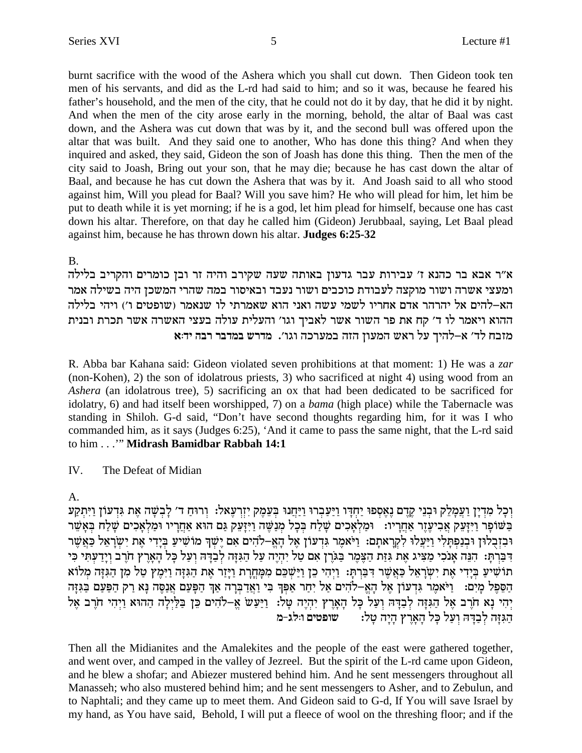burnt sacrifice with the wood of the Ashera which you shall cut down. Then Gideon took ten men of his servants, and did as the L-rd had said to him; and so it was, because he feared his father's household, and the men of the city, that he could not do it by day, that he did it by night. And when the men of the city arose early in the morning, behold, the altar of Baal was cast down, and the Ashera was cut down that was by it, and the second bull was offered upon the altar that was built. And they said one to another, Who has done this thing? And when they inquired and asked, they said, Gideon the son of Joash has done this thing. Then the men of the city said to Joash, Bring out your son, that he may die; because he has cast down the altar of Baal, and because he has cut down the Ashera that was by it. And Joash said to all who stood against him, Will you plead for Baal? Will you save him? He who will plead for him, let him be put to death while it is yet morning; if he is a god, let him plead for himself, because one has cast down his altar. Therefore, on that day he called him (Gideon) Jerubbaal, saying, Let Baal plead against him, because he has thrown down his altar. **Judges 6:25-32**

B.

א"ר אבא בר כהנא ז' עבירות עבר גדעון באותה שעה שקירב והיה זר ובן כומרים והקריב בלילה ומעצי אשרה ושור מוקצה לעבודת כוכבים ושור נעבד ובאיסור במה שהרי המשכן היה בשילה אמר הא–להים אל יהרהר אדם אחריו לשמי עשה ואני הוא שאמרתי לו שנאמר (שופטים ו') ויהי בלילה ההוא ויאמר לו ד' קח את פר השור אשר לאביך וגו' והעלית עולה בעצי האשרה אשר תכרת ובנית מזבח לד' א–להיך על ראש המעון הזה במערכה וגו'. **מדרש במדבר רבה יד:א**

R. Abba bar Kahana said: Gideon violated seven prohibitions at that moment: 1) He was a *zar* (non-Kohen), 2) the son of idolatrous priests, 3) who sacrificed at night 4) using wood from an *Ashera* (an idolatrous tree), 5) sacrificing an ox that had been dedicated to be sacrificed for idolatry, 6) and had itself been worshipped, 7) on a *bama* (high place) while the Tabernacle was standing in Shiloh. G-d said, "Don't have second thoughts regarding him, for it was I who commanded him, as it says (Judges 6:25), 'And it came to pass the same night, that the L-rd said to him . . .'" **Midrash Bamidbar Rabbah 14:1**

IV. The Defeat of Midian

A.

וְכָל מִדְיָן וַעֲמָלֵק וּבְנֵי קֶדֶם נֶאֶסְפוּ יַחְדָּו וַיַּעַבְרוּ וַיַּחֲנוּ בְּעֵמֶק יִזְרְעֶאל: וְרוּחַ ד' לָבְשָׁה אֶת גִּדְעוֹן וַיִּתְקַע בַּשּׁוֹפָר וַיִּזָּעֵק אֲבִיעֶזֶר אַחֲרָיו: וּמַלְאָכִים שָׁלַח בְּכָל מְנַשֶּׁה וַיִּזָּעֵק גַּם הוּא אַחֲרָיו וּמַלְאָכִים שָׁלַח בְּאָשֵׁר וּבִזְבֻלוּן וּבְנַפְתָּלִי וַיַּעֲלוּ לִקְרָאתָם: וַיֹּאמֶר גִּדְעוֹן אֶל הָאֱ–לֹהִים אִם יֶשְׁךָ מוֹשִׁיעַ בְּיָדִי אֶת יִשְׂרָאֵל כַּאֲשֶׁר דִּבַּרְתָּ: הִנֵּה אָנֹכִי מַצִּיג אֶת גִּזַּת הַצֶּמֶר בַּגֹּרֶן אִם טַל יִהְיֶה עַל הַגִּזָּה לְבַדָּהּ וְעַל כָּל הָאָרֶץ חֹרֶב וְיָדַעְתִּי כִּי תוֹשִׁיעַ בְּיָדִי אֶת יִשְׂרָאֵל כַּאֲשֶׁר דִּבַּרְתָּ: וַיְהִי כֵן וַיַּשְׁכֵּם מִמָּחֳרָת וַיָּזַר אֶת הַגִּזָּה וַיִּמֶץ טַל מִן הַגִּזָּה מְלוֹא הַסֵּפֶל מָיִם: וַיֹּאמֶר גִּדְעוֹן אֶל הָאֱ–לֹהִים אַל יִחַר אַפְּךָ בִּי וַאֲדַבְּרָה אַךְ הַפָּעַם אֲנַסֶּה נָּא רַק הַפַּעַם בַּגִּזָּה יְהִי נָא חֹרֶב אֶל הַגִּזָּה לְבַדָּהּ וְעַל כָּל הָאָרֶץ יִהְיֶה טָל: וַיַּעַשׂ אֱ–לֹהִים כֵּן בַּלַּיְלָה הַהוּא וַיְהִי חֹרֶב אֶל הַגִּזָּה לְבַדָּהּ וְעַל כָּל הָאָרֶץ הָיָה טָל: **שופטים ו:לג-מ**

Then all the Midianites and the Amalekites and the people of the east were gathered together, and went over, and camped in the valley of Jezreel. But the spirit of the L-rd came upon Gideon, and he blew a shofar; and Abiezer mustered behind him. And he sent messengers throughout all Manasseh; who also mustered behind him; and he sent messengers to Asher, and to Zebulun, and to Naphtali; and they came up to meet them. And Gideon said to G-d, If You will save Israel by my hand, as You have said, Behold, I will put a fleece of wool on the threshing floor; and if the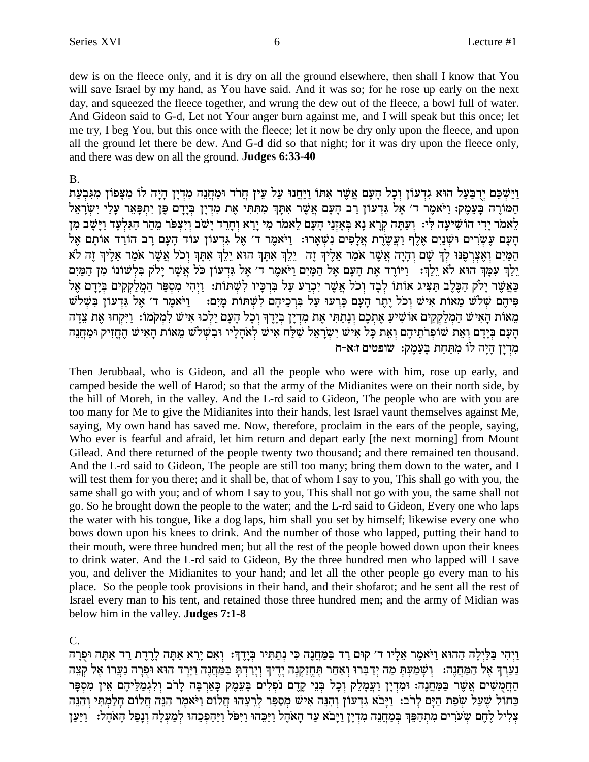dew is on the fleece only, and it is dry on all the ground elsewhere, then shall I know that You will save Israel by my hand, as You have said. And it was so; for he rose up early on the next day, and squeezed the fleece together, and wrung the dew out of the fleece, a bowl full of water. And Gideon said to G-d, Let not Your anger burn against me, and I will speak but this once; let me try, I beg You, but this once with the fleece; let it now be dry only upon the fleece, and upon all the ground let there be dew. And G-d did so that night; for it was dry upon the fleece only, and there was dew on all the ground. **Judges 6:33-40**

B.

וַיַּשְׁכֵּם יְרֻבַּעַל הוּא גִדְעוֹן וְכָל הָעָם אֲשֶׁר אִתּוֹ וַיַּחֲנוּ עַל עֵין חֲרֹד וּמַחֲנֵה מִדְיָן הָיָה לוֹ מִצָּפוֹן מִגִּבְעַת הַמּוֹרֶה בָּעֵמֶק: וַיֹּאמֶר ד׳ אֶל גִּדְעוֹן רַב הָעָם אֲשֶׁר אִתָּךְ מִתִּתִּי אֶת מִדְיָן בְּיָדָם פֶּן יִתְפָּאֵר עָלַי יִשְׂרָאֵל לֵאמֹר יָדִי הוֹשִׁיעָה לִּי: וְעַתָּה קְרָא נָא בְּאָזְנֵי הָעָם לֵאמֹר מִי יָרֵא וְחָרֵד יָשֹׁב וְיִצְפֹּר מֵהַר הַגִּלְעָד וַיָּשָׁב מִן הָעָם עֶשְׂרִים וּשְׁנַיִם אֶלֶף וַעֲשֶׂרֶת אֲלָפִים נִשְׁאָרוּ: וַיֹּאמֶר ד׳ אֶל גִּדְעוֹן עוֹד הָעָם רָב הוֹרֵד אוֹתָם אֶל הַמַּיִם וְאֶצְרְפֶנּוּ לְךָ שָׁם וְהָיָה אֲשֶׁר אֹמַר אֵלֶיךָ זֶה | יֵלֵךְ אִתָּךְ הוּא יֵלֵךְ אִתָּךְ וְכֹל אֲשֶׁר אֹמַר אֵלֶיךָ זֶה לֹא יֵלֵךְ עִמָּךְ הוּא לֹא יֵלֵךְ: וַיּוֹרֶד אֶת הָעָם אֶל הַמָּיִם וַיֹּאמֶר ד׳ אֶל גִּדְעוֹן כֹּל אֲשֶׁר יָלֹק בִּלְשׁוֹנוֹ מִן הַמַּיִם כַּאֲשֶׁר יָלֹק הַכֶּלֶב תַּצִּיג אוֹתוֹ לְבָד וְכֹל אֲשֶׁר יִכְרַע עַל בִּרְכָּיו לִשְׁתּוֹת: וַיְהִי מִסְפַּר הַמְלַקְקִים בְּיָדָם אֶל פִּיהֶם שְׁלֹשׁ מֵאוֹת אִישׁ וְכֹל יֶתֶר הָעָם כָּרְעוּ עַל בִּרְכֵיהֶם לִשְׁתּוֹת מָיִם: וַיֹּאמֶר ד׳ אֶל גִּדְעוֹן בִּשְׁלֹשׁ מֵאוֹת הָאִישׁ הַמְלַקְקִים אוֹשִׁיעַ אֶתְכֶם וְנָתַתִּי אֶת מִדְיָן בְּיָדֶךָ וְכָל הָעָם יֵלְכוּ אִישׁ לִמְקֹמוֹ: וַיִּקְחוּ אֶת צֵדָה הָעָם בְּיָדָם וְאֵת שׁוֹפְרֹתֵיהֶם וְאֵת כָּל אִישׁ יִשְׂרָאֵל שִׁלַּח אִישׁ לְאֹהָלָיו וּבִשְׁלֹשׁ מֵאוֹת הָאִישׁ הֶחֱזִיק וּמַחֲנֵה מִדְיָן הָיָה לוֹ מִתַּחַת בָּעֵמֶק: **שופטים ז:א-ח**

Then Jerubbaal, who is Gideon, and all the people who were with him, rose up early, and camped beside the well of Harod; so that the army of the Midianites were on their north side, by the hill of Moreh, in the valley. And the L-rd said to Gideon, The people who are with you are too many for Me to give the Midianites into their hands, lest Israel vaunt themselves against Me, saying, My own hand has saved me. Now, therefore, proclaim in the ears of the people, saying, Who ever is fearful and afraid, let him return and depart early [the next morning] from Mount Gilead. And there returned of the people twenty two thousand; and there remained ten thousand. And the L-rd said to Gideon, The people are still too many; bring them down to the water, and I will test them for you there; and it shall be, that of whom I say to you, This shall go with you, the same shall go with you; and of whom I say to you, This shall not go with you, the same shall not go. So he brought down the people to the water; and the L-rd said to Gideon, Every one who laps the water with his tongue, like a dog laps, him shall you set by himself; likewise every one who bows down upon his knees to drink. And the number of those who lapped, putting their hand to their mouth, were three hundred men; but all the rest of the people bowed down upon their knees to drink water. And the L-rd said to Gideon, By the three hundred men who lapped will I save you, and deliver the Midianites to your hand; and let all the other people go every man to his place. So the people took provisions in their hand, and their shofarot; and he sent all the rest of Israel every man to his tent, and retained those three hundred men; and the army of Midian was below him in the valley. **Judges 7:1-8**

C.

וַיְהִי בַּלַּיְלָה הַהוּא וַיֹּאמֶר אֵלָיו ד׳ קוּם רֵד בַּמַּחֲנֶה כִּי נְתַתִּיו בְּיָדֶךָ: וְאִם יָרֵא אַתָּה לָרֶדֶת רֵד אַתָּה וּפֻרָה נַעַרְךָ אֶל הַמַּחֲנֶה: וְשָׁמַעְתָּ מַה יְדַבֵּרוּ וְאַחַר תֶּחֱזַקְנָה יָדֶיךָ וְיָרַדְתָּ בַּמַּחֲנֶה וַיֵּרֶד הוּא וּפֻרָה נַעֲרוֹ אֶל קְצֵה הַחֲמֻשִׁים אֲשֶׁר בַּמַּחֲנֶה: וּמִדְיָן וַעֲמָלֵק וְכָל בְּנֵי קֶדֶם נֹפְלִים בָּעֵמֶק כָּאַרְבֶּה לָרֹב וְלִגְמַלֵּיהֶם אֵין מִסְפָּר כַּחוֹל שֶׁעַל שְׂפַת הַיָּם לָרֹב: וַיָּבֹא גִדְעוֹן וְהִנֵּה אִישׁ מְסַפֵּר לְרֵעֵהוּ חֲלוֹם וַיֹּאמֶר הִנֵּה חֲלוֹם חָלַמְתִּי וְהִנֵּה צְלִיל לֶחֶם שְׂעֹרִים מִתְהַפֵּךְ בְּמַחֲנֵה מִדְיָן וַיָּבֹא עַד הָאֹהֶל וַיַּכֵּהוּ וַיִּפֹּל וַיַּהַפְכֵהוּ לְמַעְלָה וְנָפַל הָאֹהֶל: וַיַּעַן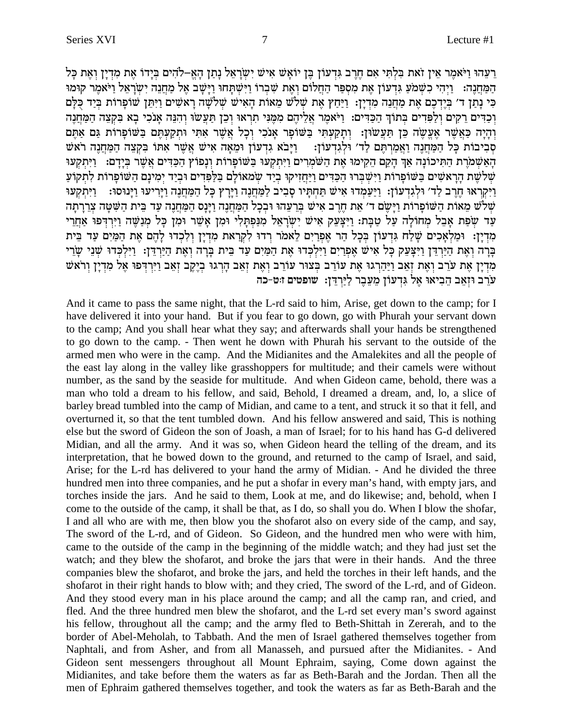רֵעֵהוּ וַיֹּאמֶר אֵין זֹאת בִּלְתִּי אִם חֶרֶב גִּדְעוֹן בֶּן יוֹאָשׁ אִישׁ יִשְׂרָאֵל נָתַן הָאֱ–לֹהִים בְּיָדוֹ אֶת מִדְיָן וְאֶת כָּל הַמַּחֲנֶה: וַיְהִי כִשְׁמֹעַ גִּדְעוֹן אֶת מִסְפַּר הַחֲלוֹם וְאֶת שִׁבְרוֹ וַיִּשְׁתָּחוּ וַיָּשָׁב אֶל מַחֲנֵה יִשְׂרָאֵל וַיֹּאמֶר קוּמוּ כִּי נָתַן ד׳ בְּיֶדְכֶם אֶת מַחֲנֵה מִדְיָן: וַיַּחַץ אֶת שְׁלֹשׁ מֵאוֹת הָאִישׁ שְׁלֹשָׁה רָאשִׁים וַיִּתֵּן שׁוֹפָרוֹת בְּיַד כֻּלָּם וְכַדִּים רֵקִים וְלַפִּדִים בְּתוֹךְ הַכַּדִּים: וַיֹּאמֶר אֲלֵיהֶם מִמֶּנִּי תִרְאוּ וְכֵן תַּעֲשׂוּ וְהִנֵּה אָנֹכִי בָא בִּקְצֵה הַמַּחֲנֶה וְהָיָה כַאֲשֶׁר אֶעֱשֶׂה כֵּן תַּעֲשׂוּן: וְתָקַעְתִּי בַּשּׁוֹפָר אָנֹכִי וְכָל אֲשֶׁר אִתִּי וּתְקַעְתֶּם בַּשּׁוֹפָרוֹת גַּם אַתֶּם סְבִיבוֹת כָּל הַמַּחֲנֶה וַאֲמַרְתֶּם לַד׳ וּלְגִדְעוֹן: וַיָּבֹא גִדְעוֹן וּמֵאָה אִישׁ אֲשֶׁר אִתּוֹ בִּקְצֵה הַמַּחֲנֶה רֹאשׁ הָאַשְׁמֹרֶת הַתִּיכוֹנָה אַךְ הָקֵם הֵקִימוּ אֶת הַשֹּׁמְרִים וַיִּתְקְעוּ בַּשּׁוֹפָרוֹת וְנָפוֹץ הַכַּדִּים אֲשֶׁר בְּיָדָם: וַיִּתְקְעוּ שְׁלֹשֶׁת הָרָאשִׁים בַּשּׁוֹפָרוֹת וַיִּשְׁבְּרוּ הַכַּדִּים וַיַּחֲזִיקוּ בְיַד שְׂמֹאולָם בַּלַּפִּדִים וּבְיַד יְמִינָם הַשּׁוֹפָרוֹת לִתְקוֹעַ וַיִּקְרְאוּ חֶרֶב לַד׳ וּלְגִדְעוֹן: וַיַּעַמְדוּ אִישׁ תַּחְתָּיו סָבִיב לַמַּחֲנֶה וַיָּרָץ כָּל הַמַּחֲנֶה וַיָּרִיעוּ וַיָּנוּסוּ: וַיִּתְקְעוּ שְׁלֹשׁ מֵאוֹת הַשּׁוֹפָרוֹת וַיָּשֶׂם ד׳ אֵת חֶרֶב אִישׁ בְּרֵעֵהוּ וּבְכָל הַמַּחֲנֶה וַיָּנָס הַמַּחֲנֶה עַד בֵּית הַשִּׁטָּה צְרֵרָתָה עַד שְׂפַת אָבֵל מְחוֹלָה עַל טַבָּת: וַיִּצָּעֵק אִישׁ יִשְׂרָאֵל מִנַּפְתָּלִי וּמִן אָשֵׁר וּמִן כָּל מְנַשֶּׁה וַיִּרְדְּפוּ אַחֲרֵי מִדְיָן: וּמַלְאָכִים שָׁלַח גִּדְעוֹן בְּכָל הַר אֶפְרַיִם לֵאמֹר רְדוּ לִקְרַאת מִדְיָן וְלִכְדוּ לָהֶם אֶת הַמַּיִם עַד בֵּית בָּרָה וְאֶת הַיַּרְדֵּן וַיִּצָּעֵק כָּל אִישׁ אֶפְרַיִם וַיִּלְכְּדוּ אֶת הַמַּיִם עַד בֵּית בָּרָה וְאֶת הַיַּרְדֵּן: וַיִּלְכְּדוּ שְׁנֵי שָׂרֵי מִדְיָן אֶת עֹרֵב וְאֶת זְאֵב וַיַּהַרְגוּ אֶת עוֹרֵב בְּצוּר עוֹרֵב וְאֶת זְאֵב הָרְגוּ בְיֶקֶב זְאֵב וַיִּרְדְּפוּ אֶל מִדְיָן וְרֹאשׁ עֹרֵב וּזְאֵב הֵבִיאוּ אֶל גִּדְעוֹן מֵעֵבֶר לַיַּרְדֵּן: שופטים ז:ט-כה

And it came to pass the same night, that the L-rd said to him, Arise, get down to the camp; for I have delivered it into your hand. But if you fear to go down, go with Phurah your servant down to the camp; And you shall hear what they say; and afterwards shall your hands be strengthened to go down to the camp. - Then went he down with Phurah his servant to the outside of the armed men who were in the camp. And the Midianites and the Amalekites and all the people of the east lay along in the valley like grasshoppers for multitude; and their camels were without number, as the sand by the seaside for multitude. And when Gideon came, behold, there was a man who told a dream to his fellow, and said, Behold, I dreamed a dream, and, lo, a slice of barley bread tumbled into the camp of Midian, and came to a tent, and struck it so that it fell, and overturned it, so that the tent tumbled down. And his fellow answered and said, This is nothing else but the sword of Gideon the son of Joash, a man of Israel; for to his hand has G-d delivered Midian, and all the army. And it was so, when Gideon heard the telling of the dream, and its interpretation, that he bowed down to the ground, and returned to the camp of Israel, and said, Arise; for the L-rd has delivered to your hand the army of Midian. - And he divided the three hundred men into three companies, and he put a shofar in every man's hand, with empty jars, and torches inside the jars. And he said to them, Look at me, and do likewise; and, behold, when I come to the outside of the camp, it shall be that, as I do, so shall you do. When I blow the shofar, I and all who are with me, then blow you the shofarot also on every side of the camp, and say, The sword of the L-rd, and of Gideon. So Gideon, and the hundred men who were with him, came to the outside of the camp in the beginning of the middle watch; and they had just set the watch; and they blew the shofarot, and broke the jars that were in their hands. And the three companies blew the shofarot, and broke the jars, and held the torches in their left hands, and the shofarot in their right hands to blow with; and they cried, The sword of the L-rd, and of Gideon. And they stood every man in his place around the camp; and all the camp ran, and cried, and fled. And the three hundred men blew the shofarot, and the L-rd set every man's sword against his fellow, throughout all the camp; and the army fled to Beth-Shittah in Zererah, and to the border of Abel-Meholah, to Tabbath. And the men of Israel gathered themselves together from Naphtali, and from Asher, and from all Manasseh, and pursued after the Midianites. - And Gideon sent messengers throughout all Mount Ephraim, saying, Come down against the Midianites, and take before them the waters as far as Beth-Barah and the Jordan. Then all the men of Ephraim gathered themselves together, and took the waters as far as Beth-Barah and the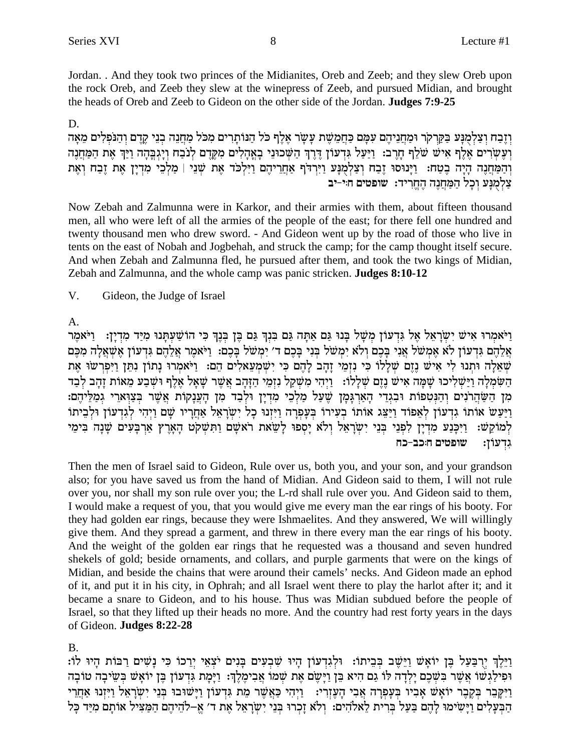Jordan. . And they took two princes of the Midianites, Oreb and Zeeb; and they slew Oreb upon the rock Oreb, and Zeeb they slew at the winepress of Zeeb, and pursued Midian, and brought the heads of Oreb and Zeeb to Gideon on the other side of the Jordan. **Judges 7:9-25**

D.

וְזֶבַח וְצַלְמֻנָּע בַּקַּרְקֹר וּמַחֲנֵיהֶם עִמָּם כַּחֲמֵשֶׁת עָשָׂר אֶלֶף כֹּל הַנּוֹתָרִים מִכֹּל מַחֲנֵה בְנֵי קֶדֶם וְהַנֹּפְלִים מֵאָה וְעֶשְׂרִים אֶלֶף אִישׁ שֹׁלֵף חָרֶב: וַיַּעַל גִּדְעוֹן דֶּרֶךְ הַשְּׁכוּנֵי בָאֳהָלִים מִקֶּדֶם לְנֹבַח וְיָגְבֳּהָה וַיַּךְ אֶת הַמַּחֲנֶה וְהַמַּחֲנֶה הָיָה בֶטַח: וַיָּנוּסוּ זֶבַח וְצַלְמֻנָּע וַיִּרְדֹּף אַחֲרֵיהֶם וַיִּלְכֹּד אֶת שְׁנֵי | מַלְכֵי מִדְיָן אֶת זֶבַח וְאֶת צַלְמֻנָּע וְכָל הַמַּחֲנֶה הֶחֱרִיד: שופטים ח:י-יב

Now Zebah and Zalmunna were in Karkor, and their armies with them, about fifteen thousand men, all who were left of all the armies of the people of the east; for there fell one hundred and twenty thousand men who drew sword. - And Gideon went up by the road of those who live in tents on the east of Nobah and Jogbehah, and struck the camp; for the camp thought itself secure. And when Zebah and Zalmunna fled, he pursued after them, and took the two kings of Midian, Zebah and Zalmunna, and the whole camp was panic stricken. **Judges 8:10-12**

V. Gideon, the Judge of Israel

A.

וַיֹּאמְרוּ אִישׁ יִשְׂרָאֵל אֶל גִּדְעוֹן מְשָׁל בָּנוּ גַּם אַתָּה גַּם בִּנְךָ גַּם בֶּן בְּנֶךָ כִּי הוֹשַׁעְתָּנוּ מִיַּד מִדְיָן: וַיֹּאמֶר אֲלֵהֶם גִּדְעוֹן לֹא אֶמְשֹׁל אֲנִי בָּכֶם וְלֹא יִמְשֹׁל בְּנִי בָּכֶם ד׳ יִמְשֹׁל בָּכֶם: וַיֹּאמֶר אֲלֵהֶם גִּדְעוֹן אֶשְׁאֲלָה מִכֶּם שְׁאֵלָה וּתְנוּ לִי אִישׁ נֶזֶם שְׁלָלוֹ כִּי נִזְמֵי זָהָב לָהֶם כִּי יִשְׁמְעֵאלִים הֵם: וַיֹּאמְרוּ נָתוֹן נִתֵּן וַיִּפְרְשׂוּ אֶת הַשִּׂמְלָה וַיַּשְׁלִיכוּ שָׁמָּה אִישׁ נֶזֶם שְׁלָלוֹ: וַיְהִי מִשְׁקַל נִזְמֵי הַזָּהָב אֲשֶׁר שָׁאָל אֶלֶף וּשְׁבַע מֵאוֹת זָהָב לְבַד מִן הַשַּׂהֲרֹנִים וְהַנְּטִפוֹת וּבִגְדֵי הָאַרְגָּמָן שֶׁעַל מַלְכֵי מִדְיָן וּלְבַד מִן הָעֲנָקוֹת אֲשֶׁר בְּצַוְּארֵי גְמַלֵּיהֶם: וַיַּעַשׂ אוֹתוֹ גִדְעוֹן לְאֵפוֹד וַיַּצֵּג אוֹתוֹ בְעִירוֹ בְּעָפְרָה וַיִּזְנוּ כָל יִשְׂרָאֵל אַחֲרָיו שָׁם וַיְהִי לְגִדְעוֹן וּלְבֵיתוֹ לְמוֹקֵשׁ: וַיִּכָּנַע מִדְיָן לִפְנֵי בְּנֵי יִשְׂרָאֵל וְלֹא יָסְפוּ לָשֵׂאת רֹאשָׁם וַתִּשְׁקֹט הָאָרֶץ אַרְבָּעִים שָׁנָה בִּימֵי גִדְעוֹן: שופטים ח:כב-כח

Then the men of Israel said to Gideon, Rule over us, both you, and your son, and your grandson also; for you have saved us from the hand of Midian. And Gideon said to them, I will not rule over you, nor shall my son rule over you; the L-rd shall rule over you. And Gideon said to them, I would make a request of you, that you would give me every man the ear rings of his booty. For they had golden ear rings, because they were Ishmaelites. And they answered, We will willingly give them. And they spread a garment, and threw in there every man the ear rings of his booty. And the weight of the golden ear rings that he requested was a thousand and seven hundred shekels of gold; beside ornaments, and collars, and purple garments that were on the kings of Midian, and beside the chains that were around their camels' necks. And Gideon made an ephod of it, and put it in his city, in Ophrah; and all Israel went there to play the harlot after it; and it became a snare to Gideon, and to his house. Thus was Midian subdued before the people of Israel, so that they lifted up their heads no more. And the country had rest forty years in the days of Gideon. **Judges 8:22-28**

B.

וַיֵּלֶךְ יְרֻבַּעַל בֶּן יוֹאָשׁ וַיֵּשֶׁב בְּבֵיתוֹ: וּלְגִדְעוֹן הָיוּ שִׁבְעִים בָּנִים יֹצְאֵי יְרֵכוֹ כִּי נָשִׁים רַבּוֹת הָיוּ לוֹ: וּפִילַגְשׁוֹ אֲשֶׁר בִּשְׁכֶם יָלְדָה לּוֹ גַם הִיא בֵּן וַיָּשֶׂם אֶת שְׁמוֹ אֲבִימֶלֶךְ: וַיָּמָת גִּדְעוֹן בֶּן יוֹאָשׁ בְּשֵׂיבָה טוֹבָה וַיִּקָּבֵר בְּקֶבֶר יוֹאָשׁ אָבִיו בְּעָפְרָה אֲבִי הָעֶזְרִי: וַיְהִי כַּאֲשֶׁר מֵת גִּדְעוֹן וַיָּשׁוּבוּ בְּנֵי יִשְׂרָאֵל וַיִּזְנוּ אַחֲרֵי הַבְּעָלִים וַיָּשִׂימוּ לָהֶם בַּעַל בְּרִית לֵאלֹהִים: וְלֹא זָכְרוּ בְּנֵי יִשְׂרָאֵל אֶת ד׳ אֱ–לֹהֵיהֶם הַמַּצִּיל אוֹתָם מִיַּד כָּל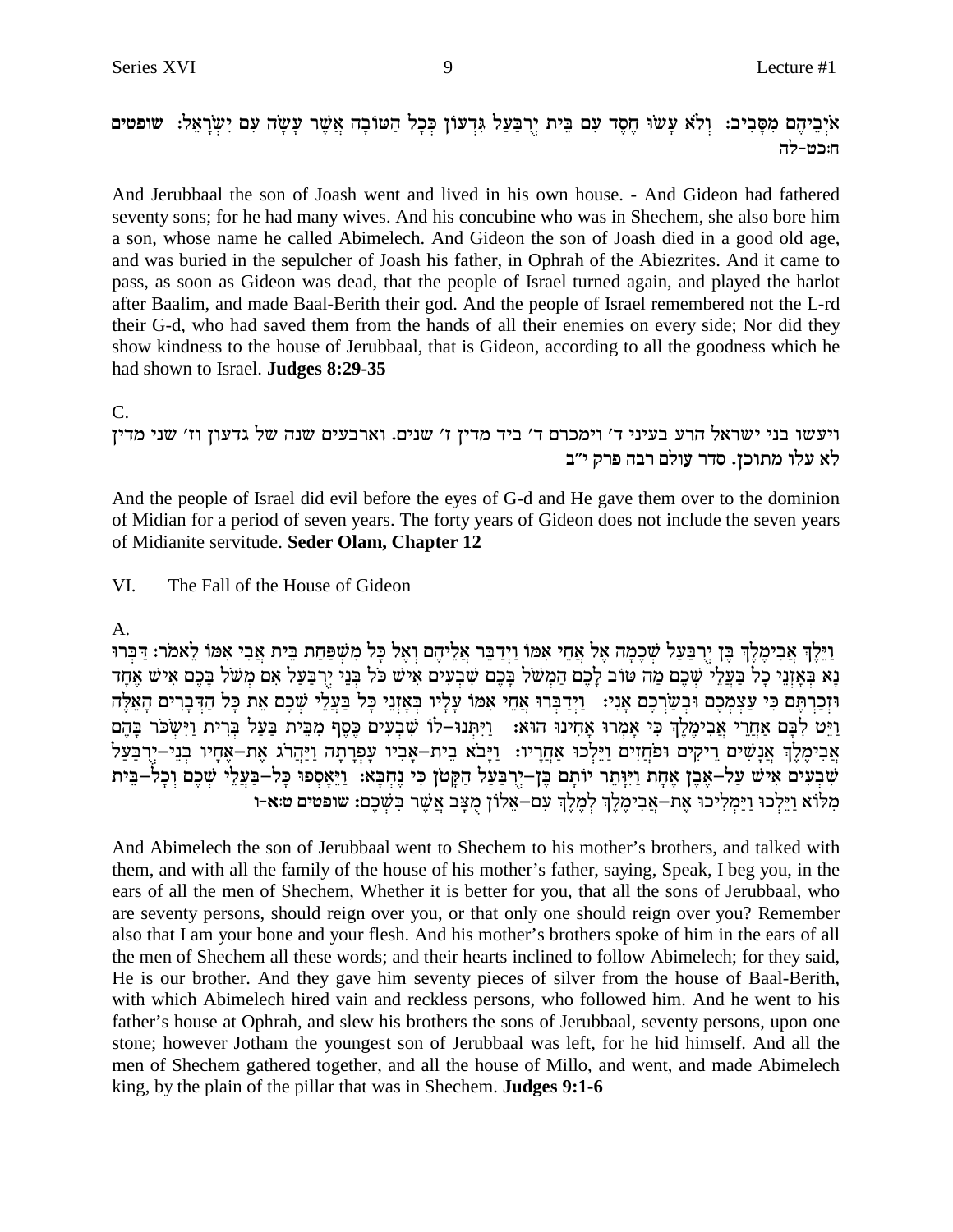אֹיְבֵיהֶם מִסָּבִיב: וְלֹא עָשׂוּ חֶסֶד עִם בֵּית יְרֻבַּעַל גִּדְעוֹן כְּכָל הַטּוֹבָה אֲשֶׁר עָשָׂה עִם יִשְׂרָאֵל: שופטים ח:כט-לה

And Jerubbaal the son of Joash went and lived in his own house. - And Gideon had fathered seventy sons; for he had many wives. And his concubine who was in Shechem, she also bore him a son, whose name he called Abimelech. And Gideon the son of Joash died in a good old age, and was buried in the sepulcher of Joash his father, in Ophrah of the Abiezrites. And it came to pass, as soon as Gideon was dead, that the people of Israel turned again, and played the harlot after Baalim, and made Baal-Berith their god. And the people of Israel remembered not the L-rd their G-d, who had saved them from the hands of all their enemies on every side; Nor did they show kindness to the house of Jerubbaal, that is Gideon, according to all the goodness which he had shown to Israel. **Judges 8:29-35**

C.

ויעשו בני ישראל הרע בעיני ד' וימכרם ד' ביד מדין ז' שנים. וארבעים שנה של גדעון וז' שני מדין לא עלו מתוכן. סדר עולם רבה פרק י"ב

And the people of Israel did evil before the eyes of G-d and He gave them over to the dominion of Midian for a period of seven years. The forty years of Gideon does not include the seven years of Midianite servitude. **Seder Olam, Chapter 12**

VI. The Fall of the House of Gideon

A.

וַיֵּלֶךְ אֲבִימֶלֶךְ בֶּן יְרֻבַּעַל שְׁכֶמָה אֶל אֲחֵי אִמּוֹ וַיְדַבֵּר אֲלֵיהֶם וְאֶל כָּל מִשְׁפַּחַת בֵּית אֲבִי אִמּוֹ לֵאמֹר: דַּבְּרוּ נָא בְּאָזְנֵי כָל בַּעֲלֵי שְׁכֶם מַה טּוֹב לָכֶם הַמְשֹׁל בָּכֶם שִׁבְעִים אִישׁ כֹּל בְּנֵי יְרֻבַּעַל אִם מְשֹׁל בָּכֶם אִישׁ אֶחָד וּזְכַרְתֶּם כִּי עַצְמְכֶם וּבְשַׂרְכֶם אָנִי: וַיְדַבְּרוּ אֲחֵי אִמּוֹ עָלָיו בְּאָזְנֵי כָּל בַּעֲלֵי שְׁכֶם אֵת כָּל הַדְּבָרִים הָאֵלֶּה וַיֵּט לִבָּם אַחֲרֵי אֲבִימֶלֶךְ כִּי אָמְרוּ אָחִינוּ הוּא: וַיִּתְּנוּ-לוֹ שִׁבְעִים כֶּסֶף מִבֵּית בַּעַל בְּרִית וַיִּשְׂכֹּר בָּהֶם אֲבִימֶלֶךְ אֲנָשִׁים רֵיקִים וּפֹחֲזִים וַיֵּלְכוּ אַחֲרָיו: וַיָּבֹא בֵית-אָבִיו עָפְרָתָה וַיַּהֲרֹג אֶת-אֶחָיו בְּנֵי-יְרֻבַּעַל שִׁבְעִים אִישׁ עַל-אֶבֶן אֶחָת וַיִּוָּתֵר יוֹתָם בֶּן-יְרֻבַּעַל הַקָּטֹן כִּי נֶחְבָּא: וַיֵּאָסְפוּ כָּל-בַּעֲלֵי שְׁכֶם וְכָל-בֵּית מִלּוֹא וַיֵּלְכוּ וַיַּמְלִיכוּ אֶת-אֲבִימֶלֶךְ לְמֶלֶךְ עִם-אֵלוֹן מֻצָּב אֲשֶׁר בִּשְׁכֶם: שופטים ט:א-ו

And Abimelech the son of Jerubbaal went to Shechem to his mother's brothers, and talked with them, and with all the family of the house of his mother's father, saying, Speak, I beg you, in the ears of all the men of Shechem, Whether it is better for you, that all the sons of Jerubbaal, who are seventy persons, should reign over you, or that only one should reign over you? Remember also that I am your bone and your flesh. And his mother's brothers spoke of him in the ears of all the men of Shechem all these words; and their hearts inclined to follow Abimelech; for they said, He is our brother. And they gave him seventy pieces of silver from the house of Baal-Berith, with which Abimelech hired vain and reckless persons, who followed him. And he went to his father's house at Ophrah, and slew his brothers the sons of Jerubbaal, seventy persons, upon one stone; however Jotham the youngest son of Jerubbaal was left, for he hid himself. And all the men of Shechem gathered together, and all the house of Millo, and went, and made Abimelech king, by the plain of the pillar that was in Shechem. **Judges 9:1-6**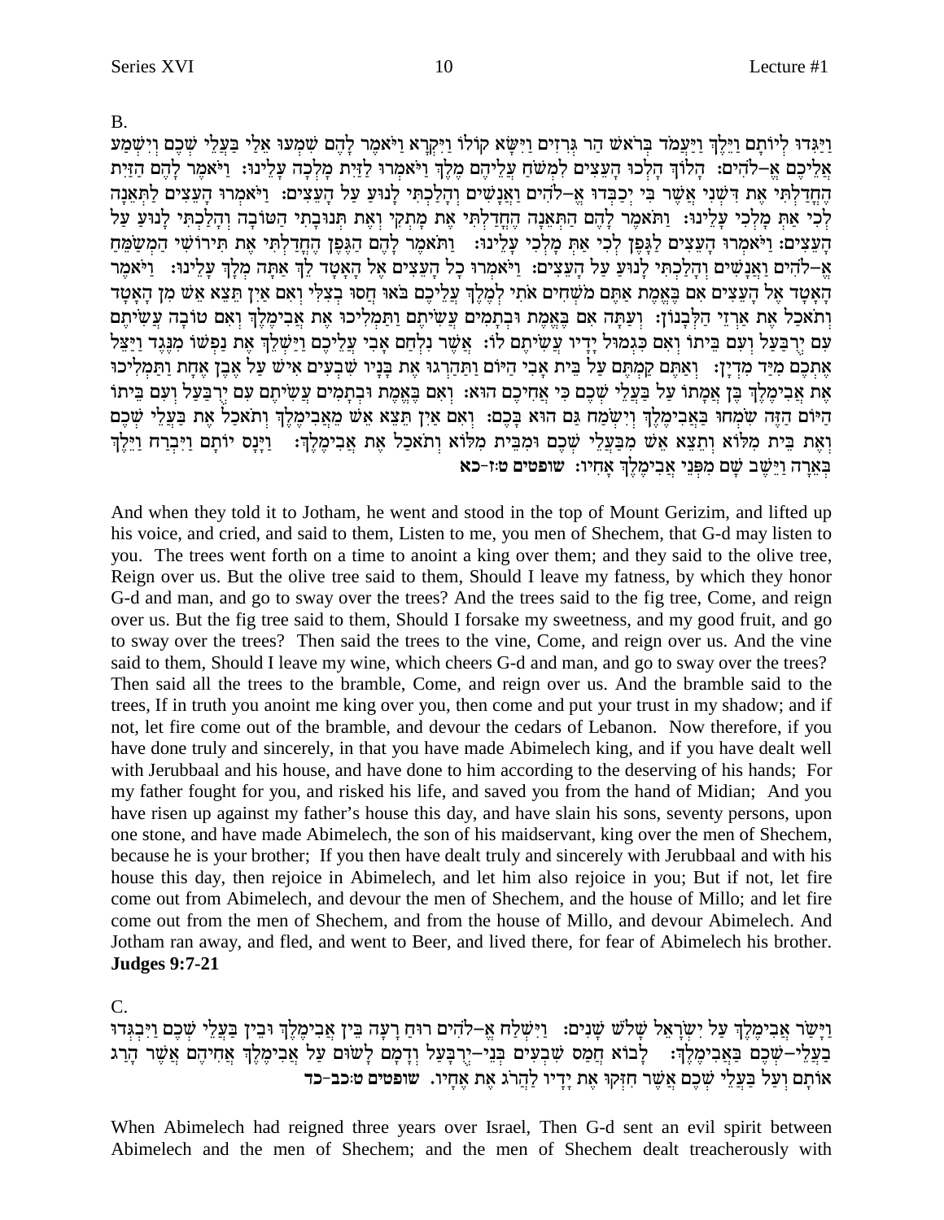B.

וַיַּגִּדוּ לְיוֹתָם וַיֵּלֶךְ וַיַּעֲמֹד בְּרֹאשׁ הַר גְּרִזִים וַיִּשָּׂא קוֹלוֹ וַיִּקְרָא וַיֹּאמֶר לָהֶם שִׁמְעוּ אֵלַי בַּעֲלֵי שְׁכֶם וְיִשְׁמַע אֲלֵיכֶם אֱ–לֹהִים: הָלוֹךְ הָלְכוּ הָעֵצִים לִמְשֹׁחַ עֲלֵיהֶם מֶלֶךְ וַיֹּאמְרוּ לַזַּיִת מָלְכָה עָלֵינוּ: וַיֹּאמֶר לָהֶם הַזַּיִת הֶחֳדַלְתִּי אֶת דִּשְׁנִי אֲשֶׁר בִּי יְכַבְּדוּ אֱ–לֹהִים וַאֲנָשִׁים וְהָלַכְתִּי לָנוּעַ עַל הָעֵצִים: וַיֹּאמְרוּ הָעֵצִים לַתְּאֵנָה לְכִי אַתְּ מָלְכִי עָלֵינוּ: וַתֹּאמֶר לָהֶם הַתְּאֵנָה הֶחֳדַלְתִּי אֶת מָתְקִי וְאֶת תְּנוּבָתִי הַטּוֹבָה וְהָלַכְתִּי לָנוּעַ עַל הָעֵצִים: וַיֹּאמְרוּ הָעֵצִים לַגֶּפֶן לְכִי אַתְּ מָלְכִי עָלֵינוּ: וַתֹּאמֶר לָהֶם הַגֶּפֶן הֶחֳדַלְתִּי אֶת תִּירוֹשִׁי הַמְשַׂמֵּחַ אֱ–לֹהִים וַאֲנָשִׁים וְהָלַכְתִּי לָנוּעַ עַל הָעֵצִים: וַיֹּאמְרוּ כָל הָעֵצִים אֶל הָאָטָד לֵךְ אַתָּה מְלָךְ עָלֵינוּ: וַיֹּאמֶר הָאָטָד אֶל הָעֵצִים אִם בֶּאֱמֶת אַתֶּם מֹשְׁחִים אֹתִי לְמֶלֶךְ עֲלֵיכֶם בֹּאוּ חֲסוּ בְצִלִּי וְאִם אַיִן תֵּצֵא אֵשׁ מִן הָאָטָד וְתֹאכַל אֶת אַרְזֵי הַלְּבָנוֹן: וְעַתָּה אִם בֶּאֱמֶת וּבְתָמִים עֲשִׂיתֶם וַתַּמְלִיכוּ אֶת אֲבִימֶלֶךְ וְאִם טוֹבָה עֲשִׂיתֶם עִם יְרֻבַּעַל וְעִם בֵּיתוֹ וְאִם כִּגְמוּל יָדָיו עֲשִׂיתֶם לוֹ: אֲשֶׁר נִלְחַם אָבִי עֲלֵיכֶם וַיַּשְׁלֵךְ אֶת נַפְשׁוֹ מִנֶּגֶד וַיַּצֵּל אֶתְכֶם מִיַּד מִדְיָן: וְאַתֶּם קַמְתֶּם עַל בֵּית אָבִי הַיּוֹם וַתַּהַרְגוּ אֶת בָּנָיו שִׁבְעִים אִישׁ עַל אֶבֶן אֶחָת וַתַּמְלִיכוּ אֶת אֲבִימֶלֶךְ בֶּן אֲמָתוֹ עַל בַּעֲלֵי שְׁכֶם כִּי אֲחִיכֶם הוּא: וְאִם בֶּאֱמֶת וּבְתָמִים עֲשִׂיתֶם עִם יְרֻבַּעַל וְעִם בֵּיתוֹ הַיּוֹם הַזֶּה שִׂמְחוּ בַּאֲבִימֶלֶךְ וְיִשְׂמַח גַּם הוּא בָּכֶם: וְאִם אַיִן תֵּצֵא אֵשׁ מֵאֲבִימֶלֶךְ וְתֹאכַל אֶת בַּעֲלֵי שְׁכֶם וְאֶת בֵּית מִלּוֹא וְתֵצֵא אֵשׁ מִבַּעֲלֵי שְׁכֶם וּמִבֵּית מִלּוֹא וְתֹאכַל אֶת אֲבִימֶלֶךְ: וַיָּנָס יוֹתָם וַיִּבְרַח וַיֵּלֶךְ בְּאֵרָה וַיֵּשֶׁב שָׁם מִפְּנֵי אֲבִימֶלֶךְ אָחִיו: **שופטים ט:ז-כא**

And when they told it to Jotham, he went and stood in the top of Mount Gerizim, and lifted up his voice, and cried, and said to them, Listen to me, you men of Shechem, that G-d may listen to you. The trees went forth on a time to anoint a king over them; and they said to the olive tree, Reign over us. But the olive tree said to them, Should I leave my fatness, by which they honor G-d and man, and go to sway over the trees? And the trees said to the fig tree, Come, and reign over us. But the fig tree said to them, Should I forsake my sweetness, and my good fruit, and go to sway over the trees? Then said the trees to the vine, Come, and reign over us. And the vine said to them, Should I leave my wine, which cheers G-d and man, and go to sway over the trees? Then said all the trees to the bramble, Come, and reign over us. And the bramble said to the trees, If in truth you anoint me king over you, then come and put your trust in my shadow; and if not, let fire come out of the bramble, and devour the cedars of Lebanon. Now therefore, if you have done truly and sincerely, in that you have made Abimelech king, and if you have dealt well with Jerubbaal and his house, and have done to him according to the deserving of his hands; For my father fought for you, and risked his life, and saved you from the hand of Midian; And you have risen up against my father's house this day, and have slain his sons, seventy persons, upon one stone, and have made Abimelech, the son of his maidservant, king over the men of Shechem, because he is your brother; If you then have dealt truly and sincerely with Jerubbaal and with his house this day, then rejoice in Abimelech, and let him also rejoice in you; But if not, let fire come out from Abimelech, and devour the men of Shechem, and the house of Millo; and let fire come out from the men of Shechem, and from the house of Millo, and devour Abimelech. And Jotham ran away, and fled, and went to Beer, and lived there, for fear of Abimelech his brother. **Judges 9:7-21**

C.

וַיָּשַׂר אֲבִימֶלֶךְ עַל יִשְׂרָאֵל שָׁלֹשׁ שָׁנִים: וַיִּשְׁלַח אֱ–לֹהִים רוּחַ רָעָה בֵּין אֲבִימֶלֶךְ וּבֵין בַּעֲלֵי שְׁכֶם וַיִּבְגְּדוּ בַעֲלֵי–שְׁכֶם בַּאֲבִימֶלֶךְ: לָבוֹא חֲמַס שִׁבְעִים בְּנֵי–יְרֻבָּעַל וְדָמָם לָשׂוּם עַל אֲבִימֶלֶךְ אֲחִיהֶם אֲשֶׁר הָרַג אוֹתָם וְעַל בַּעֲלֵי שְׁכֶם אֲשֶׁר חִזְּקוּ אֶת יָדָיו לַהֲרֹג אֶת אֶחָיו. **שופטים ט:כב-כד**

When Abimelech had reigned three years over Israel, Then G-d sent an evil spirit between Abimelech and the men of Shechem; and the men of Shechem dealt treacherously with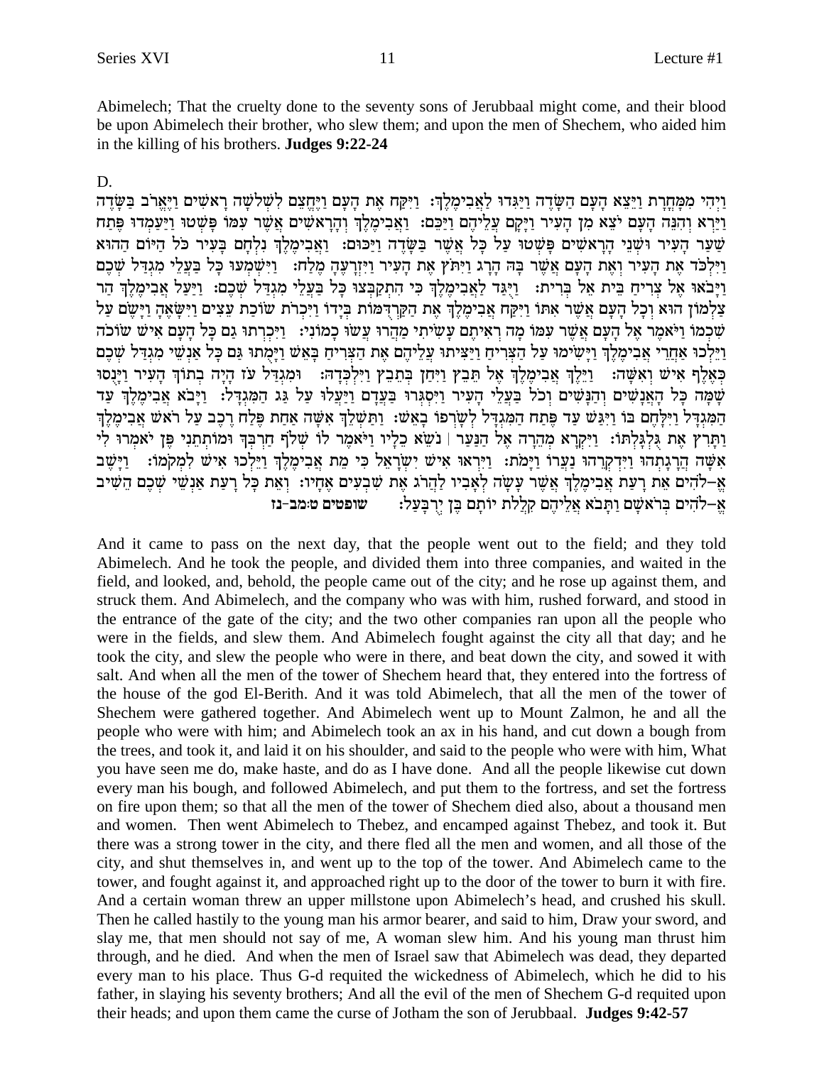Abimelech; That the cruelty done to the seventy sons of Jerubbaal might come, and their blood be upon Abimelech their brother, who slew them; and upon the men of Shechem, who aided him in the killing of his brothers. **Judges 9:22-24**

D.

וַיְהִי מִמָּחֳרָת וַיֵּצֵא הָעָם הַשָּׂדֶה וַיַּגִּדוּ לַאֲבִימֶלֶךְ: וַיִּקַּח אֶת הָעָם וַיֶּחֱצֵם לִשְׁלֹשָׁה רָאשִׁים וַיֶּאֱרֹב בַּשָּׂדֶה וַיַּרְא וְהִנֵּה הָעָם יֹצֵא מִן הָעִיר וַיָּקָם עֲלֵיהֶם וַיַּכֵּם: וַאֲבִימֶלֶךְ וְהָרָאשִׁים אֲשֶׁר עִמּוֹ פָּשְׁטוּ וַיַּעַמְדוּ פֶּתַח שַׁעַר הָעִיר וּשְׁנֵי הָרָאשִׁים פָּשְׁטוּ עַל כָּל אֲשֶׁר בַּשָּׂדֶה וַיַּכּוּם: וַאֲבִימֶלֶךְ נִלְחָם בָּעִיר כֹּל הַיּוֹם הַהוּא וַיִּלְכֹּד אֶת הָעִיר וְאֶת הָעָם אֲשֶׁר בָּהּ הָרָג וַיִּתֹּץ אֶת הָעִיר וַיִּזְרָעֶהָ מֶלַח: וַיִּשְׁמְעוּ כָּל בַּעֲלֵי מִגְדַּל שְׁכֶם וַיָּבֹאוּ אֶל צְרִיחַ בֵּית אֵל בְּרִית: וַיֻּגַּד לַאֲבִימֶלֶךְ כִּי הִתְקַבְּצוּ כָּל בַּעֲלֵי מִגְדַּל שְׁכֶם: וַיַּעַל אֲבִימֶלֶךְ הַר צַלְמוֹן הוּא וְכָל הָעָם אֲשֶׁר אִתּוֹ וַיִּקַּח אֲבִימֶלֶךְ אֶת הַקַּרְדֻּמּוֹת בְּיָדוֹ וַיִּכְרֹת שׂוֹכַת עֵצִים וַיִּשָּׂאֶהָ וַיָּשֶׂם עַל שִׁכְמוֹ וַיֹּאמֶר אֶל הָעָם אֲשֶׁר עִמּוֹ מָה רְאִיתֶם עָשִׂיתִי מַהֲרוּ עֲשׂוּ כָמוֹנִי: וַיִּכְרְתוּ גַם כָּל הָעָם אִישׁ שׂוֹכֹה וַיֵּלְכוּ אַחֲרֵי אֲבִימֶלֶךְ וַיָּשִׂימוּ עַל הַצְּרִיחַ וַיַּצִּיתוּ עֲלֵיהֶם אֶת הַצְּרִיחַ בָּאֵשׁ וַיָּמֻתוּ גַּם כָּל אַנְשֵׁי מִגְדַּל שְׁכֶם כְּאֶלֶף אִישׁ וְאִשָּׁה: וַיֵּלֶךְ אֲבִימֶלֶךְ אֶל תֵּבֵץ וַיִּחַן בְּתֵבֵץ וַיִּלְכְּדָהּ: וּמִגְדַּל עֹז הָיָה בְתוֹךְ הָעִיר וַיָּנֻסוּ שָׁמָּה כָּל הָאֲנָשִׁים וְהַנָּשִׁים וְכֹל בַּעֲלֵי הָעִיר וַיִּסְגְּרוּ בַּעֲדָם וַיַּעֲלוּ עַל גַּג הַמִּגְדָּל: וַיָּבֹא אֲבִימֶלֶךְ עַד הַמִּגְדָּל וַיִּלָּחֶם בּוֹ וַיִּגַּשׁ עַד פֶּתַח הַמִּגְדָּל לְשָׂרְפוֹ בָאֵשׁ: וַתַּשְׁלֵךְ אִשָּׁה אַחַת פֶּלַח רֶכֶב עַל רֹאשׁ אֲבִימֶלֶךְ וַתָּרִץ אֶת גֻּלְגָּלְתּוֹ: וַיִּקְרָא מְהֵרָה אֶל הַנַּעַר | נֹשֵׂא כֵלָיו וַיֹּאמֶר לוֹ שְׁלֹף חַרְבְּךָ וּמוֹתְתֵנִי פֶּן יֹאמְרוּ לִי אִשָּׁה הֲרָגָתְהוּ וַיִּדְקְרֵהוּ נַעֲרוֹ וַיָּמֹת: וַיִּרְאוּ אִישׁ יִשְׂרָאֵל כִּי מֵת אֲבִימֶלֶךְ וַיֵּלְכוּ אִישׁ לִמְקֹמוֹ: וַיָּשֶׁב אֱ-לֹהִים אֵת רָעַת אֲבִימֶלֶךְ אֲשֶׁר עָשָׂה לְאָבִיו לַהֲרֹג אֶת שִׁבְעִים אֶחָיו: וְאֵת כָּל רָעַת אַנְשֵׁי שְׁכֶם הֵשִׁיב אֱ-לֹהִים בְּרֹאשָׁם וַתָּבֹא אֲלֵיהֶם קִלְלַת יוֹתָם בֶּן יְרֻבָּעַל: **שופטים ט:מב-נז**

And it came to pass on the next day, that the people went out to the field; and they told Abimelech. And he took the people, and divided them into three companies, and waited in the field, and looked, and, behold, the people came out of the city; and he rose up against them, and struck them. And Abimelech, and the company who was with him, rushed forward, and stood in the entrance of the gate of the city; and the two other companies ran upon all the people who were in the fields, and slew them. And Abimelech fought against the city all that day; and he took the city, and slew the people who were in there, and beat down the city, and sowed it with salt. And when all the men of the tower of Shechem heard that, they entered into the fortress of the house of the god El-Berith. And it was told Abimelech, that all the men of the tower of Shechem were gathered together. And Abimelech went up to Mount Zalmon, he and all the people who were with him; and Abimelech took an ax in his hand, and cut down a bough from the trees, and took it, and laid it on his shoulder, and said to the people who were with him, What you have seen me do, make haste, and do as I have done. And all the people likewise cut down every man his bough, and followed Abimelech, and put them to the fortress, and set the fortress on fire upon them; so that all the men of the tower of Shechem died also, about a thousand men and women. Then went Abimelech to Thebez, and encamped against Thebez, and took it. But there was a strong tower in the city, and there fled all the men and women, and all those of the city, and shut themselves in, and went up to the top of the tower. And Abimelech came to the tower, and fought against it, and approached right up to the door of the tower to burn it with fire. And a certain woman threw an upper millstone upon Abimelech's head, and crushed his skull. Then he called hastily to the young man his armor bearer, and said to him, Draw your sword, and slay me, that men should not say of me, A woman slew him. And his young man thrust him through, and he died. And when the men of Israel saw that Abimelech was dead, they departed every man to his place. Thus G-d requited the wickedness of Abimelech, which he did to his father, in slaying his seventy brothers; And all the evil of the men of Shechem G-d requited upon their heads; and upon them came the curse of Jotham the son of Jerubbaal. **Judges 9:42-57**